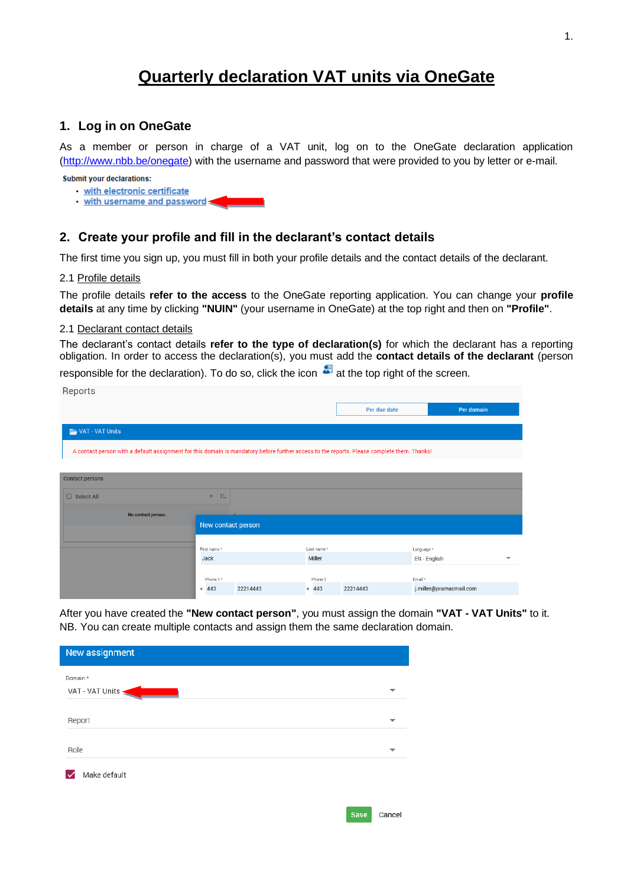# Quarterly declaration VAT units via OneGate

## 1. Log in on OneGate

As a member or person in charge of a VAT unit, log on to the OneGate declaration application (http://www.nbb.be/onegate) with the username and password that were provided to you by letter or e-mail.

**Submit your declarations:**

- with electronic certificate
- with username and password

## 2. Create your profile and fill in the declarant's contact details

The first time you sign up, you must fill in both your profile details and the contact details of the declarant.

2.1 Profile details

The profile details **refer to the access** to the OneGate reporting application. You can change your **profile details** at any time by clicking **"NUIN"** (your username in OneGate) at the top right and then on **"Profile"**.

2.1 Declarant contact details

The declarant's contact details **refer to the type of declaration(s)** for which the declarant has a reporting obligation. In order to access the declaration(s), you must add the **contact details of the declarant** (person responsible for the declaration). To do so, click the icon at the top right of the screen.

Reports

Per due date | Per domain

VAT - VAT Units

A contact person with a default assignment for this domain is mandatory before further access to the reports. Please complete them. Thanks!

Contact persons

Select All

No contact person.

New contact person

| First name * | Last name * | Language * |
|---|---|---|
| Jack | Miller | EN - English |

| Phone 1 * | Phone 2 | Email * |
|---|---|---|
| + 443 22214443 | + 443 22214443 | j.miller@pramacmail.com |

After you have created the **"New contact person"**, you must assign the domain **"VAT - VAT Units"** to it. NB. You can create multiple contacts and assign them the same declaration domain.

New assignment

Domain *
VAT - VAT Units

Report

Role

Make default

Save Cancel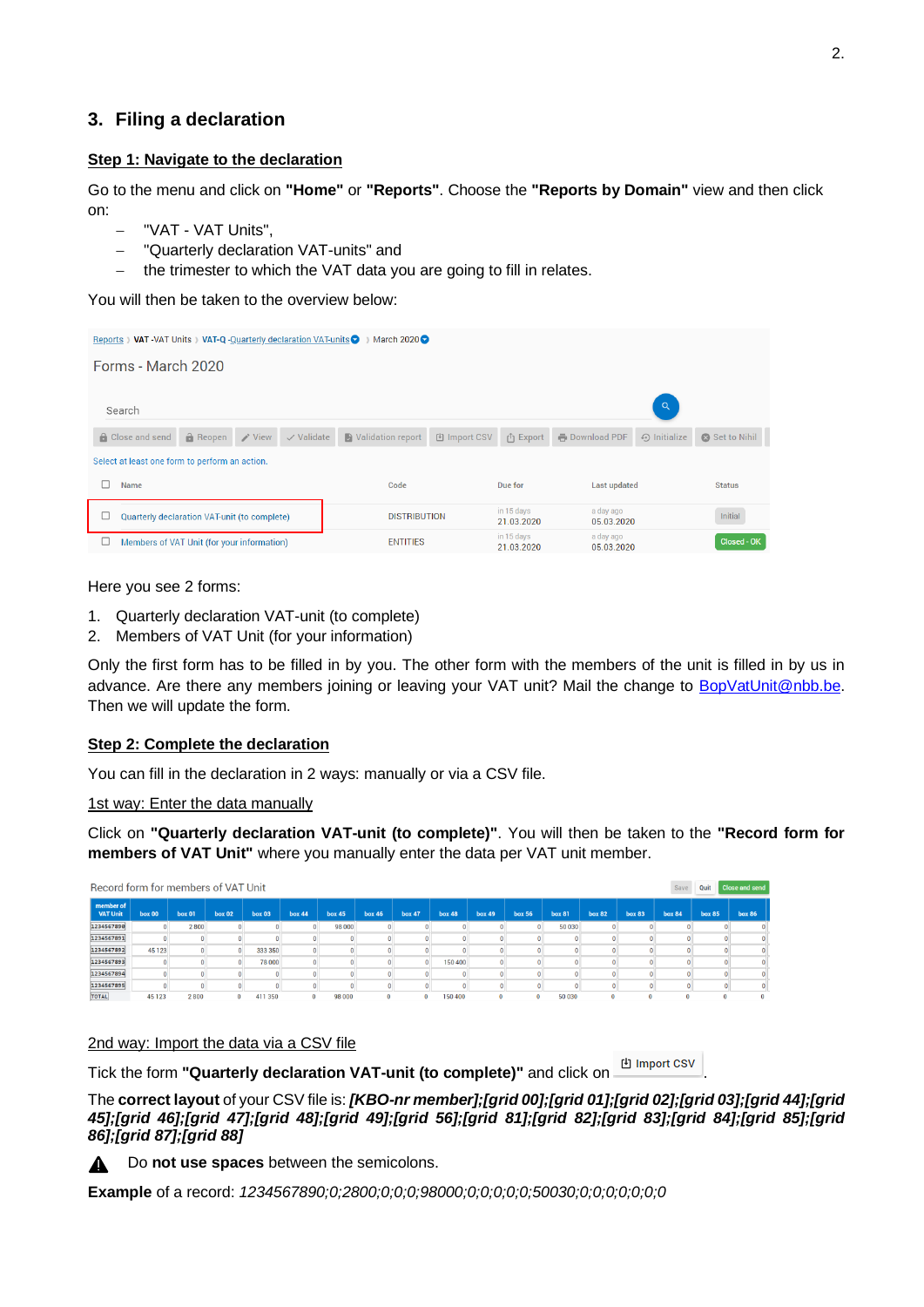## 3. Filing a declaration

**Step 1: Navigate to the declaration**

Go to the menu and click on **"Home"** or **"Reports"**. Choose the **"Reports by Domain"** view and then click on:

- "VAT - VAT Units",
- "Quarterly declaration VAT-units" and
- the trimester to which the VAT data you are going to fill in relates.

You will then be taken to the overview below:

Here you see 2 forms:

1. Quarterly declaration VAT-unit (to complete)
2. Members of VAT Unit (for your information)

Only the first form has to be filled in by you. The other form with the members of the unit is filled in by us in advance. Are there any members joining or leaving your VAT unit? Mail the change to BopVatUnit@nbb.be. Then we will update the form.

**Step 2: Complete the declaration**

You can fill in the declaration in 2 ways: manually or via a CSV file.

1st way: Enter the data manually

Click on **"Quarterly declaration VAT-unit (to complete)"**. You will then be taken to the **"Record form for members of VAT Unit"** where you manually enter the data per VAT unit member.

2nd way: Import the data via a CSV file

Tick the form **"Quarterly declaration VAT-unit (to complete)"** and click on Import CSV.

The **correct layout** of your CSV file is: ***[KBO-nr member];[grid 00];[grid 01];[grid 02];[grid 03];[grid 44];[grid 45];[grid 46];[grid 47];[grid 48];[grid 49];[grid 56];[grid 81];[grid 82];[grid 83];[grid 84];[grid 85];[grid 86];[grid 87];[grid 88]***

Do **not use spaces** between the semicolons.

**Example** of a record: *1234567890;0;2800;0;0;0;98000;0;0;0;0;0;50030;0;0;0;0;0;0;0*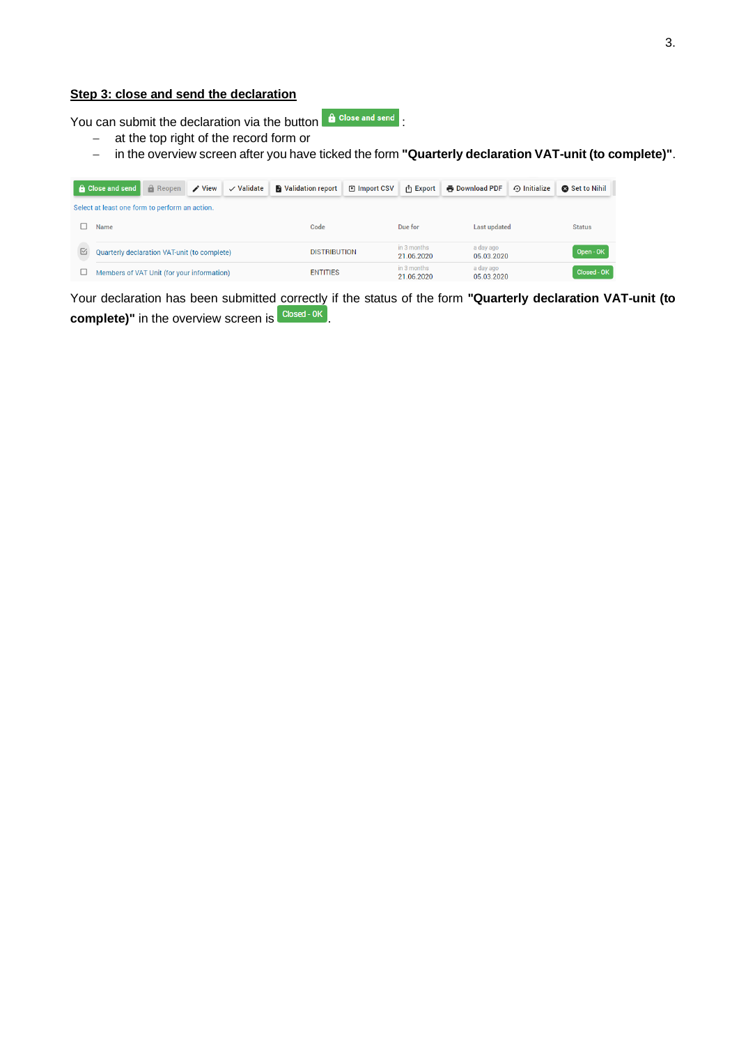## Step 3: close and send the declaration

You can submit the declaration via the button **Close and send** :

- at the top right of the record form or
- in the overview screen after you have ticked the form **"Quarterly declaration VAT-unit (to complete)"**.

Close and send | Reopen | View | Validate | Validation report | Import CSV | Export | Download PDF | Initialize | Set to Nihil

Select at least one form to perform an action.

| | Name | Code | Due for | Last updated | Status |
|---|---|---|---|---|---|
| ☑ | Quarterly declaration VAT-unit (to complete) | DISTRIBUTION | in 3 months 21.06.2020 | a day ago 05.03.2020 | Open - OK |
| ☐ | Members of VAT Unit (for your information) | ENTITIES | in 3 months 21.06.2020 | a day ago 05.03.2020 | Closed - OK |

Your declaration has been submitted correctly if the status of the form **"Quarterly declaration VAT-unit (to complete)"** in the overview screen is **Closed - OK**.